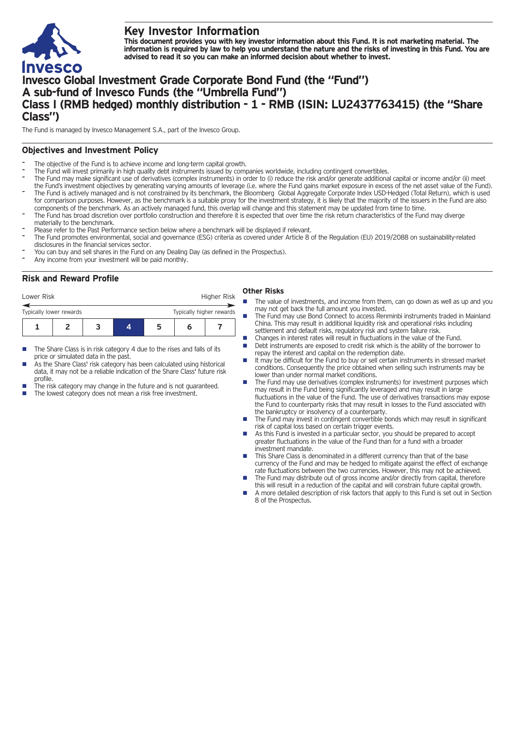# Key Investor Information

**This document provides you with key investor information about this Fund. It is not marketing material. The information is required by law to help you understand the nature and the risks of investing in this Fund. You are advised to read it so you can make an informed decision about whether to invest.**

# Invesco Global Investment Grade Corporate Bond Fund (the "Fund") A sub-fund of Invesco Funds (the "Umbrella Fund") Class I (RMB hedged) monthly distribution - 1 - RMB (ISIN: LU2437763415) (the "Share Class")

The Fund is managed by Invesco Management S.A., part of the Invesco Group.

## Objectives and Investment Policy

- The objective of the Fund is to achieve income and long-term capital growth.
- The Fund will invest primarily in high quality debt instruments issued by companies worldwide, including contingent convertibles.
- The Fund may make significant use of derivatives (complex instruments) in order to (i) reduce the risk and/or generate additional capital or income and/or (ii) meet the Fund's investment objectives by generating varying amounts of leverage (i.e. where the Fund gains market exposure in excess of the net asset value of the Fund).
- The Fund is actively managed and is not constrained by its benchmark, the Bloomberg Global Aggregate Corporate Index USD-Hedged (Total Return), which is used for comparison purposes. However, as the benchmark is a suitable proxy for the investment strategy, it is likely that the majority of the issuers in the Fund are also components of the benchmark. As an actively managed fund, this overlap will change and this statement may be updated from time to time.
- The Fund has broad discretion over portfolio construction and therefore it is expected that over time the risk return characteristics of the Fund may diverge materially to the benchmark.
- Please refer to the Past Performance section below where a benchmark will be displayed if relevant.
- The Fund promotes environmental, social and governance (ESG) criteria as covered under Article 8 of the Regulation (EU) 2019/2088 on sustainability-related disclosures in the financial services sector.
- You can buy and sell shares in the Fund on any Dealing Day (as defined in the Prospectus).
- Any income from your investment will be paid monthly.

## Risk and Reward Profile

Lower Risk — Higher Risk

Typically lower rewards — Typically higher rewards

| 1 | 2 | 3 | **4** | 5 | 6 | 7 |
|---|---|---|---|---|---|---|

- The Share Class is in risk category 4 due to the rises and falls of its price or simulated data in the past.
- As the Share Class' risk category has been calculated using historical data, it may not be a reliable indication of the Share Class' future risk profile.
- The risk category may change in the future and is not guaranteed.
- The lowest category does not mean a risk free investment.

### Other Risks

- The value of investments, and income from them, can go down as well as up and you may not get back the full amount you invested.
- The Fund may use Bond Connect to access Renminbi instruments traded in Mainland China. This may result in additional liquidity risk and operational risks including settlement and default risks, regulatory risk and system failure risk.
- Changes in interest rates will result in fluctuations in the value of the Fund.
- Debt instruments are exposed to credit risk which is the ability of the borrower to repay the interest and capital on the redemption date.
- It may be difficult for the Fund to buy or sell certain instruments in stressed market conditions. Consequently the price obtained when selling such instruments may be lower than under normal market conditions.
- The Fund may use derivatives (complex instruments) for investment purposes which may result in the Fund being significantly leveraged and may result in large fluctuations in the value of the Fund. The use of derivatives transactions may expose the Fund to counterparty risks that may result in losses to the Fund associated with the bankruptcy or insolvency of a counterparty.
- The Fund may invest in contingent convertible bonds which may result in significant risk of capital loss based on certain trigger events.
- As this Fund is invested in a particular sector, you should be prepared to accept greater fluctuations in the value of the Fund than for a fund with a broader investment mandate.
- This Share Class is denominated in a different currency than that of the base currency of the Fund and may be hedged to mitigate against the effect of exchange rate fluctuations between the two currencies. However, this may not be achieved.
- The Fund may distribute out of gross income and/or directly from capital, therefore this will result in a reduction of the capital and will constrain future capital growth.
- A more detailed description of risk factors that apply to this Fund is set out in Section 8 of the Prospectus.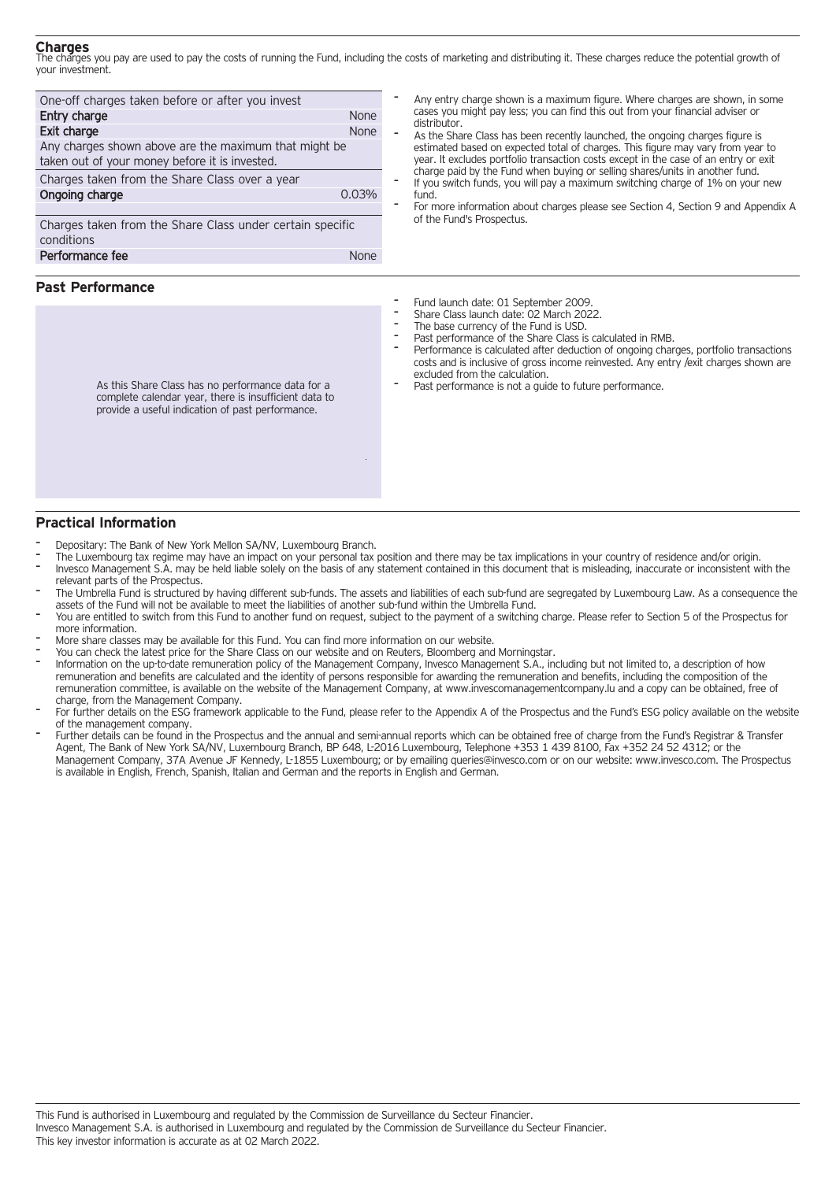## Charges

The charges you pay are used to pay the costs of running the Fund, including the costs of marketing and distributing it. These charges reduce the potential growth of your investment.

| | |
|---|---|
| One-off charges taken before or after you invest | |
| **Entry charge** | None |
| **Exit charge** | None |
| Any charges shown above are the maximum that might be taken out of your money before it is invested. | |
| Charges taken from the Share Class over a year | |
| **Ongoing charge** | 0.03% |
| Charges taken from the Share Class under certain specific conditions | |
| **Performance fee** | None |

- Any entry charge shown is a maximum figure. Where charges are shown, in some cases you might pay less; you can find this out from your financial adviser or distributor.
- As the Share Class has been recently launched, the ongoing charges figure is estimated based on expected total of charges. This figure may vary from year to year. It excludes portfolio transaction costs except in the case of an entry or exit charge paid by the Fund when buying or selling shares/units in another fund.
- If you switch funds, you will pay a maximum switching charge of 1% on your new fund.
- For more information about charges please see Section 4, Section 9 and Appendix A of the Fund's Prospectus.

## Past Performance

As this Share Class has no performance data for a complete calendar year, there is insufficient data to provide a useful indication of past performance.

- Fund launch date: 01 September 2009.
- Share Class launch date: 02 March 2022.
- The base currency of the Fund is USD.
- Past performance of the Share Class is calculated in RMB.
- Performance is calculated after deduction of ongoing charges, portfolio transactions costs and is inclusive of gross income reinvested. Any entry /exit charges shown are excluded from the calculation.
- Past performance is not a guide to future performance.

## Practical Information

- Depositary: The Bank of New York Mellon SA/NV, Luxembourg Branch.
- The Luxembourg tax regime may have an impact on your personal tax position and there may be tax implications in your country of residence and/or origin.
- Invesco Management S.A. may be held liable solely on the basis of any statement contained in this document that is misleading, inaccurate or inconsistent with the relevant parts of the Prospectus.
- The Umbrella Fund is structured by having different sub-funds. The assets and liabilities of each sub-fund are segregated by Luxembourg Law. As a consequence the assets of the Fund will not be available to meet the liabilities of another sub-fund within the Umbrella Fund.
- You are entitled to switch from this Fund to another fund on request, subject to the payment of a switching charge. Please refer to Section 5 of the Prospectus for more information.
- More share classes may be available for this Fund. You can find more information on our website.
- You can check the latest price for the Share Class on our website and on Reuters, Bloomberg and Morningstar.
- Information on the up-to-date remuneration policy of the Management Company, Invesco Management S.A., including but not limited to, a description of how remuneration and benefits are calculated and the identity of persons responsible for awarding the remuneration and benefits, including the composition of the remuneration committee, is available on the website of the Management Company, at www.invescomanagementcompany.lu and a copy can be obtained, free of charge, from the Management Company.
- For further details on the ESG framework applicable to the Fund, please refer to the Appendix A of the Prospectus and the Fund's ESG policy available on the website of the management company.
- Further details can be found in the Prospectus and the annual and semi-annual reports which can be obtained free of charge from the Fund's Registrar & Transfer Agent, The Bank of New York SA/NV, Luxembourg Branch, BP 648, L-2016 Luxembourg, Telephone +353 1 439 8100, Fax +352 24 52 4312; or the Management Company, 37A Avenue JF Kennedy, L-1855 Luxembourg; or by emailing queries@invesco.com or on our website: www.invesco.com. The Prospectus is available in English, French, Spanish, Italian and German and the reports in English and German.

This Fund is authorised in Luxembourg and regulated by the Commission de Surveillance du Secteur Financier.
Invesco Management S.A. is authorised in Luxembourg and regulated by the Commission de Surveillance du Secteur Financier.
This key investor information is accurate as at 02 March 2022.